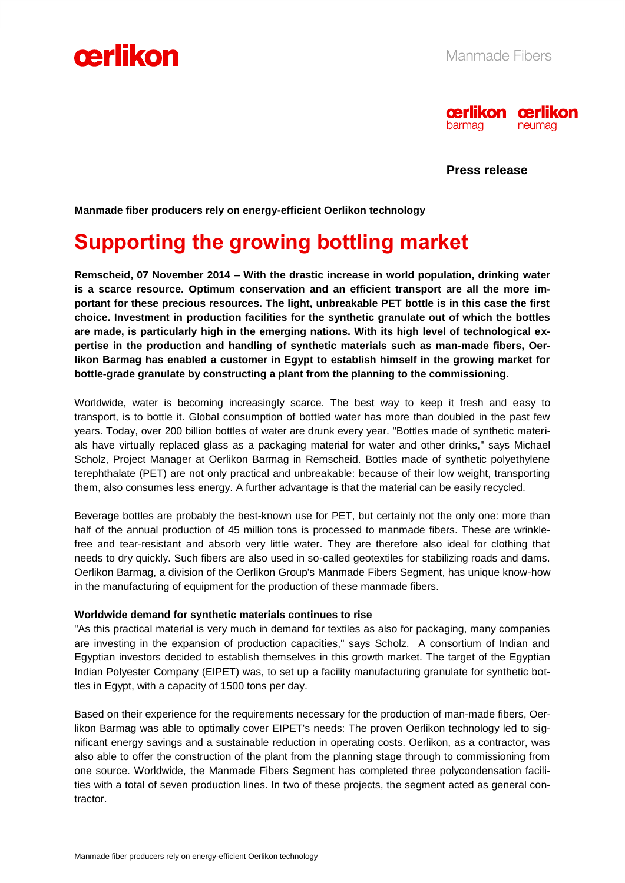Manmade Fibers

**Press release**

**Manmade fiber producers rely on energy-efficient Oerlikon technology**

# Supporting the growing bottling market

**Remscheid, 07 November 2014 – With the drastic increase in world population, drinking water is a scarce resource. Optimum conservation and an efficient transport are all the more important for these precious resources. The light, unbreakable PET bottle is in this case the first choice. Investment in production facilities for the synthetic granulate out of which the bottles are made, is particularly high in the emerging nations. With its high level of technological expertise in the production and handling of synthetic materials such as man-made fibers, Oerlikon Barmag has enabled a customer in Egypt to establish himself in the growing market for bottle-grade granulate by constructing a plant from the planning to the commissioning.**

Worldwide, water is becoming increasingly scarce. The best way to keep it fresh and easy to transport, is to bottle it. Global consumption of bottled water has more than doubled in the past few years. Today, over 200 billion bottles of water are drunk every year. "Bottles made of synthetic materials have virtually replaced glass as a packaging material for water and other drinks," says Michael Scholz, Project Manager at Oerlikon Barmag in Remscheid. Bottles made of synthetic polyethylene terephthalate (PET) are not only practical and unbreakable: because of their low weight, transporting them, also consumes less energy. A further advantage is that the material can be easily recycled.

Beverage bottles are probably the best-known use for PET, but certainly not the only one: more than half of the annual production of 45 million tons is processed to manmade fibers. These are wrinkle-free and tear-resistant and absorb very little water. They are therefore also ideal for clothing that needs to dry quickly. Such fibers are also used in so-called geotextiles for stabilizing roads and dams. Oerlikon Barmag, a division of the Oerlikon Group's Manmade Fibers Segment, has unique know-how in the manufacturing of equipment for the production of these manmade fibers.

**Worldwide demand for synthetic materials continues to rise**

"As this practical material is very much in demand for textiles as also for packaging, many companies are investing in the expansion of production capacities," says Scholz. A consortium of Indian and Egyptian investors decided to establish themselves in this growth market. The target of the Egyptian Indian Polyester Company (EIPET) was, to set up a facility manufacturing granulate for synthetic bottles in Egypt, with a capacity of 1500 tons per day.

Based on their experience for the requirements necessary for the production of man-made fibers, Oerlikon Barmag was able to optimally cover EIPET's needs: The proven Oerlikon technology led to significant energy savings and a sustainable reduction in operating costs. Oerlikon, as a contractor, was also able to offer the construction of the plant from the planning stage through to commissioning from one source. Worldwide, the Manmade Fibers Segment has completed three polycondensation facilities with a total of seven production lines. In two of these projects, the segment acted as general contractor.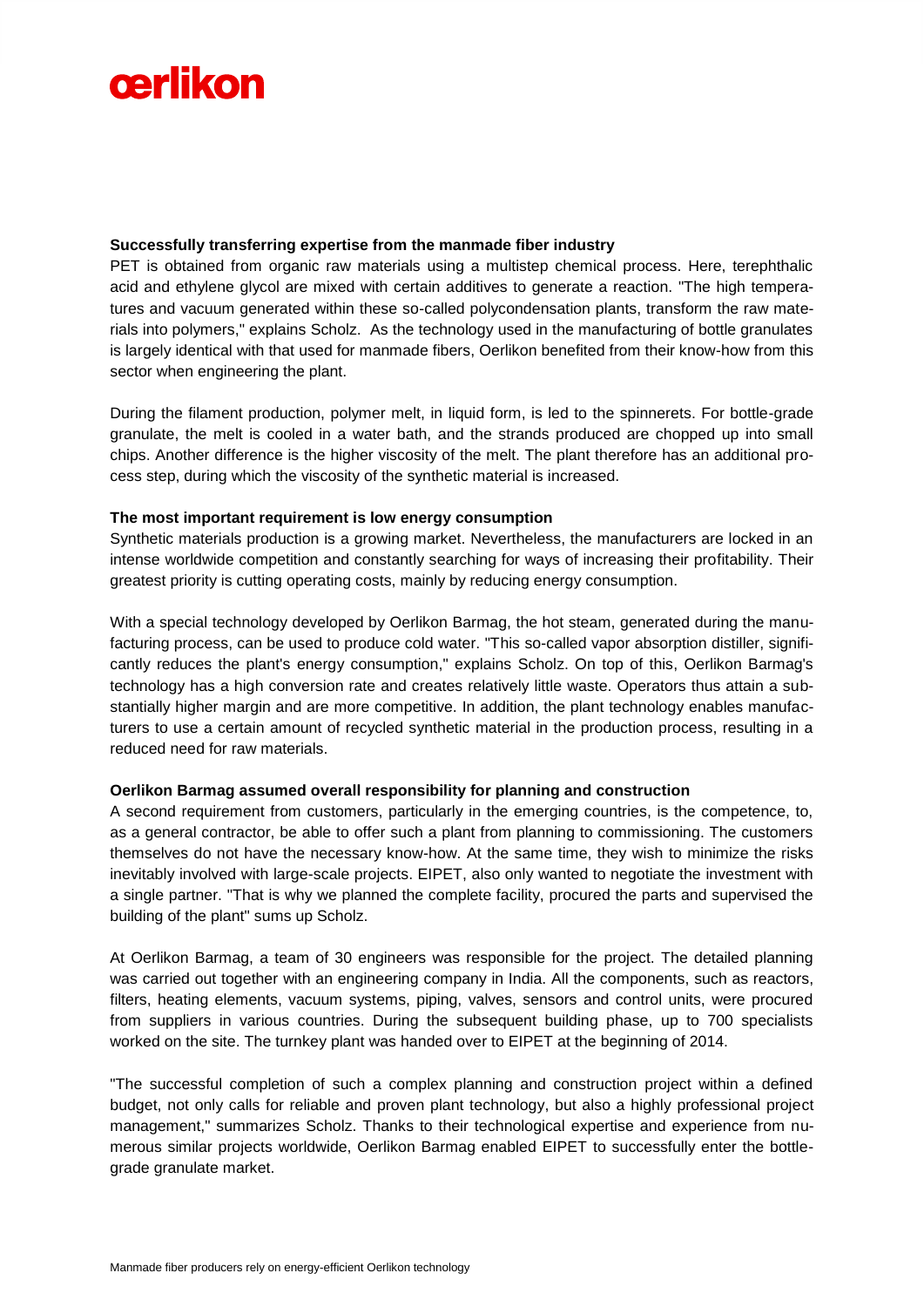### Successfully transferring expertise from the manmade fiber industry

PET is obtained from organic raw materials using a multistep chemical process. Here, terephthalic acid and ethylene glycol are mixed with certain additives to generate a reaction. "The high temperatures and vacuum generated within these so-called polycondensation plants, transform the raw materials into polymers," explains Scholz. As the technology used in the manufacturing of bottle granulates is largely identical with that used for manmade fibers, Oerlikon benefited from their know-how from this sector when engineering the plant.

During the filament production, polymer melt, in liquid form, is led to the spinnerets. For bottle-grade granulate, the melt is cooled in a water bath, and the strands produced are chopped up into small chips. Another difference is the higher viscosity of the melt. The plant therefore has an additional process step, during which the viscosity of the synthetic material is increased.

### The most important requirement is low energy consumption

Synthetic materials production is a growing market. Nevertheless, the manufacturers are locked in an intense worldwide competition and constantly searching for ways of increasing their profitability. Their greatest priority is cutting operating costs, mainly by reducing energy consumption.

With a special technology developed by Oerlikon Barmag, the hot steam, generated during the manufacturing process, can be used to produce cold water. "This so-called vapor absorption distiller, significantly reduces the plant's energy consumption," explains Scholz. On top of this, Oerlikon Barmag's technology has a high conversion rate and creates relatively little waste. Operators thus attain a substantially higher margin and are more competitive. In addition, the plant technology enables manufacturers to use a certain amount of recycled synthetic material in the production process, resulting in a reduced need for raw materials.

### Oerlikon Barmag assumed overall responsibility for planning and construction

A second requirement from customers, particularly in the emerging countries, is the competence, to, as a general contractor, be able to offer such a plant from planning to commissioning. The customers themselves do not have the necessary know-how. At the same time, they wish to minimize the risks inevitably involved with large-scale projects. EIPET, also only wanted to negotiate the investment with a single partner. "That is why we planned the complete facility, procured the parts and supervised the building of the plant" sums up Scholz.

At Oerlikon Barmag, a team of 30 engineers was responsible for the project. The detailed planning was carried out together with an engineering company in India. All the components, such as reactors, filters, heating elements, vacuum systems, piping, valves, sensors and control units, were procured from suppliers in various countries. During the subsequent building phase, up to 700 specialists worked on the site. The turnkey plant was handed over to EIPET at the beginning of 2014.

"The successful completion of such a complex planning and construction project within a defined budget, not only calls for reliable and proven plant technology, but also a highly professional project management," summarizes Scholz. Thanks to their technological expertise and experience from numerous similar projects worldwide, Oerlikon Barmag enabled EIPET to successfully enter the bottle-grade granulate market.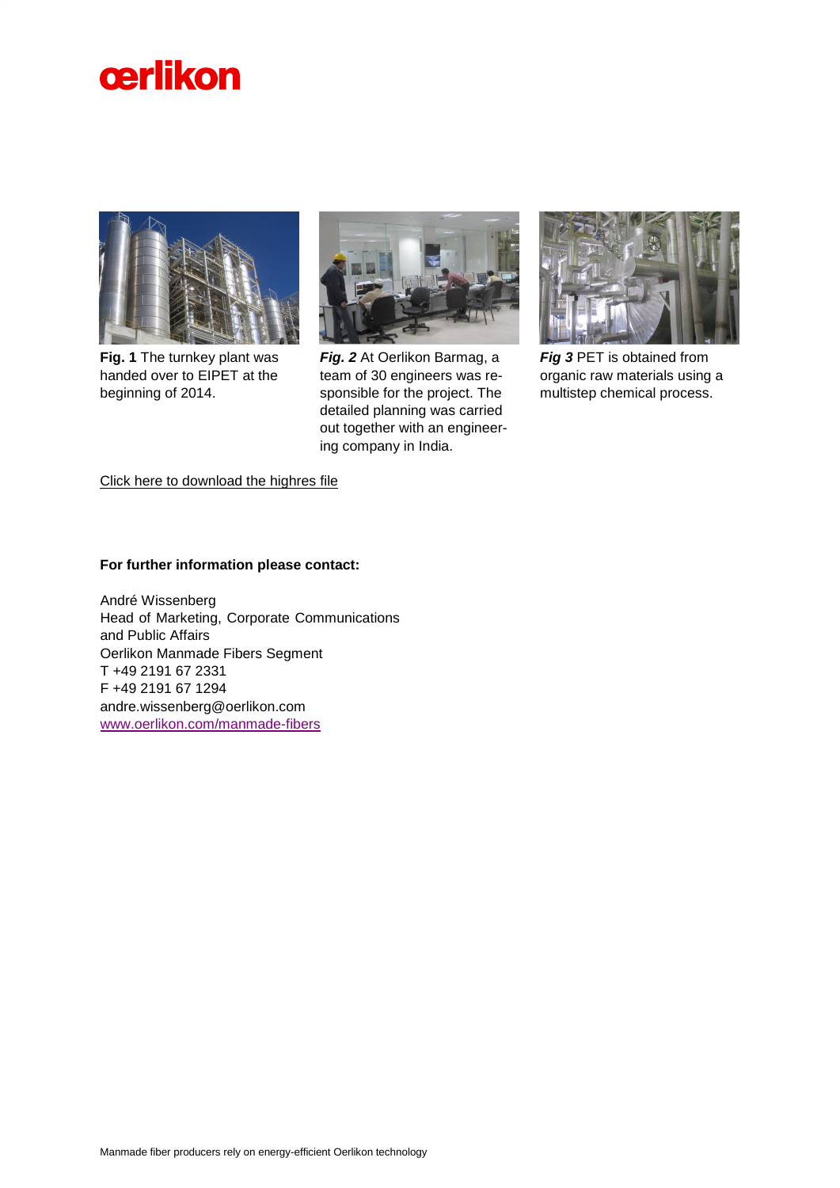**Fig. 1** The turnkey plant was handed over to EIPET at the beginning of 2014.

***Fig. 2*** At Oerlikon Barmag, a team of 30 engineers was responsible for the project. The detailed planning was carried out together with an engineering company in India.

***Fig 3*** PET is obtained from organic raw materials using a multistep chemical process.

Click here to download the highres file

**For further information please contact:**

André Wissenberg
Head of Marketing, Corporate Communications and Public Affairs
Oerlikon Manmade Fibers Segment
T +49 2191 67 2331
F +49 2191 67 1294
andre.wissenberg@oerlikon.com
www.oerlikon.com/manmade-fibers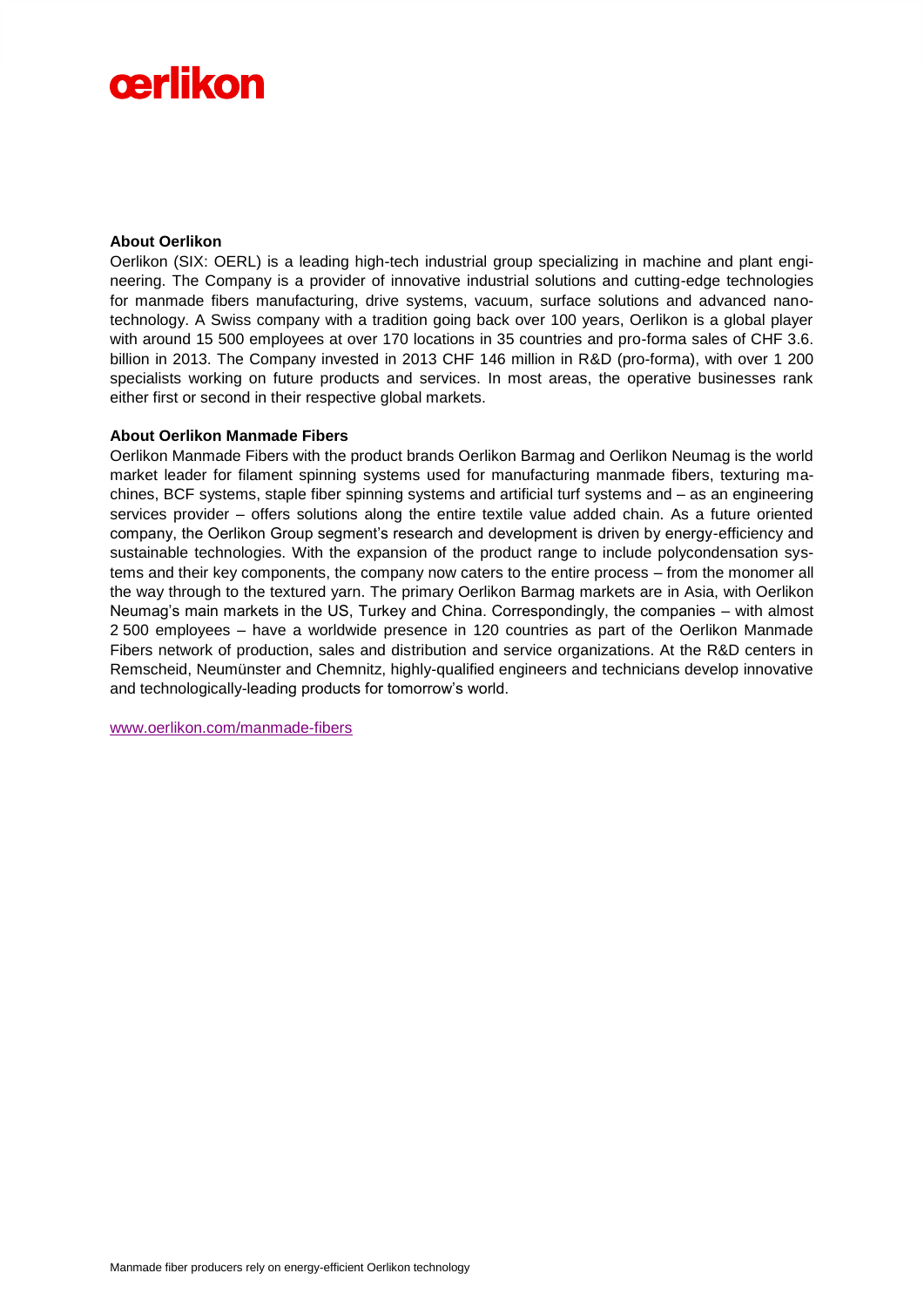**About Oerlikon**

Oerlikon (SIX: OERL) is a leading high-tech industrial group specializing in machine and plant engineering. The Company is a provider of innovative industrial solutions and cutting-edge technologies for manmade fibers manufacturing, drive systems, vacuum, surface solutions and advanced nanotechnology. A Swiss company with a tradition going back over 100 years, Oerlikon is a global player with around 15 500 employees at over 170 locations in 35 countries and pro-forma sales of CHF 3.6. billion in 2013. The Company invested in 2013 CHF 146 million in R&D (pro-forma), with over 1 200 specialists working on future products and services. In most areas, the operative businesses rank either first or second in their respective global markets.

**About Oerlikon Manmade Fibers**

Oerlikon Manmade Fibers with the product brands Oerlikon Barmag and Oerlikon Neumag is the world market leader for filament spinning systems used for manufacturing manmade fibers, texturing machines, BCF systems, staple fiber spinning systems and artificial turf systems and – as an engineering services provider – offers solutions along the entire textile value added chain. As a future oriented company, the Oerlikon Group segment's research and development is driven by energy-efficiency and sustainable technologies. With the expansion of the product range to include polycondensation systems and their key components, the company now caters to the entire process – from the monomer all the way through to the textured yarn. The primary Oerlikon Barmag markets are in Asia, with Oerlikon Neumag's main markets in the US, Turkey and China. Correspondingly, the companies – with almost 2 500 employees – have a worldwide presence in 120 countries as part of the Oerlikon Manmade Fibers network of production, sales and distribution and service organizations. At the R&D centers in Remscheid, Neumünster and Chemnitz, highly-qualified engineers and technicians develop innovative and technologically-leading products for tomorrow's world.

www.oerlikon.com/manmade-fibers